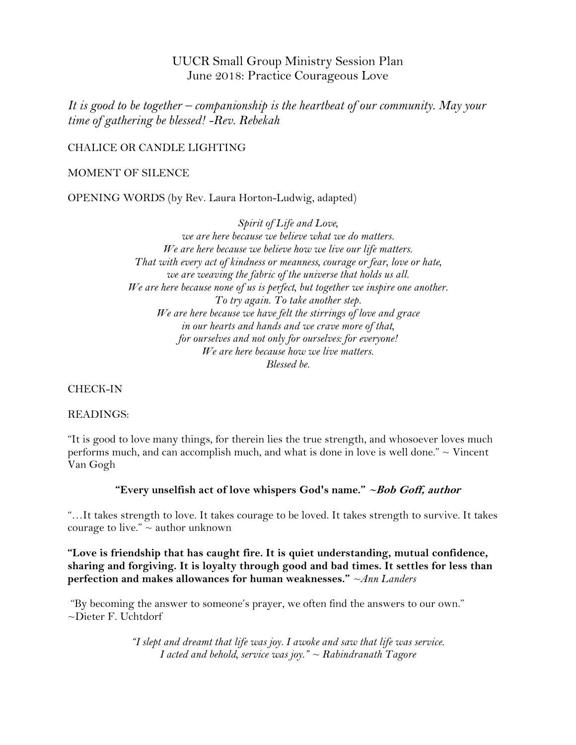# UUCR Small Group Ministry Session Plan
## June 2018: Practice Courageous Love

*It is good to be together – companionship is the heartbeat of our community. May your time of gathering be blessed! -Rev. Rebekah*

CHALICE OR CANDLE LIGHTING

MOMENT OF SILENCE

OPENING WORDS (by Rev. Laura Horton-Ludwig, adapted)

*Spirit of Life and Love,*
*we are here because we believe what we do matters.*
*We are here because we believe how we live our life matters.*
*That with every act of kindness or meanness, courage or fear, love or hate,*
*we are weaving the fabric of the universe that holds us all.*
*We are here because none of us is perfect, but together we inspire one another.*
*To try again. To take another step.*
*We are here because we have felt the stirrings of love and grace*
*in our hearts and hands and we crave more of that,*
*for ourselves and not only for ourselves: for everyone!*
*We are here because how we live matters.*
*Blessed be.*

CHECK-IN

READINGS:

"It is good to love many things, for therein lies the true strength, and whosoever loves much performs much, and can accomplish much, and what is done in love is well done." ~ Vincent Van Gogh

**"Every unselfish act of love whispers God's name." *~Bob Goff, author***

"…It takes strength to love. It takes courage to be loved. It takes strength to survive. It takes courage to live." ~ author unknown

**"Love is friendship that has caught fire. It is quiet understanding, mutual confidence, sharing and forgiving. It is loyalty through good and bad times. It settles for less than perfection and makes allowances for human weaknesses."** *~Ann Landers*

"By becoming the answer to someone's prayer, we often find the answers to our own." ~Dieter F. Uchtdorf

*"I slept and dreamt that life was joy. I awoke and saw that life was service. I acted and behold, service was joy." ~ Rabindranath Tagore*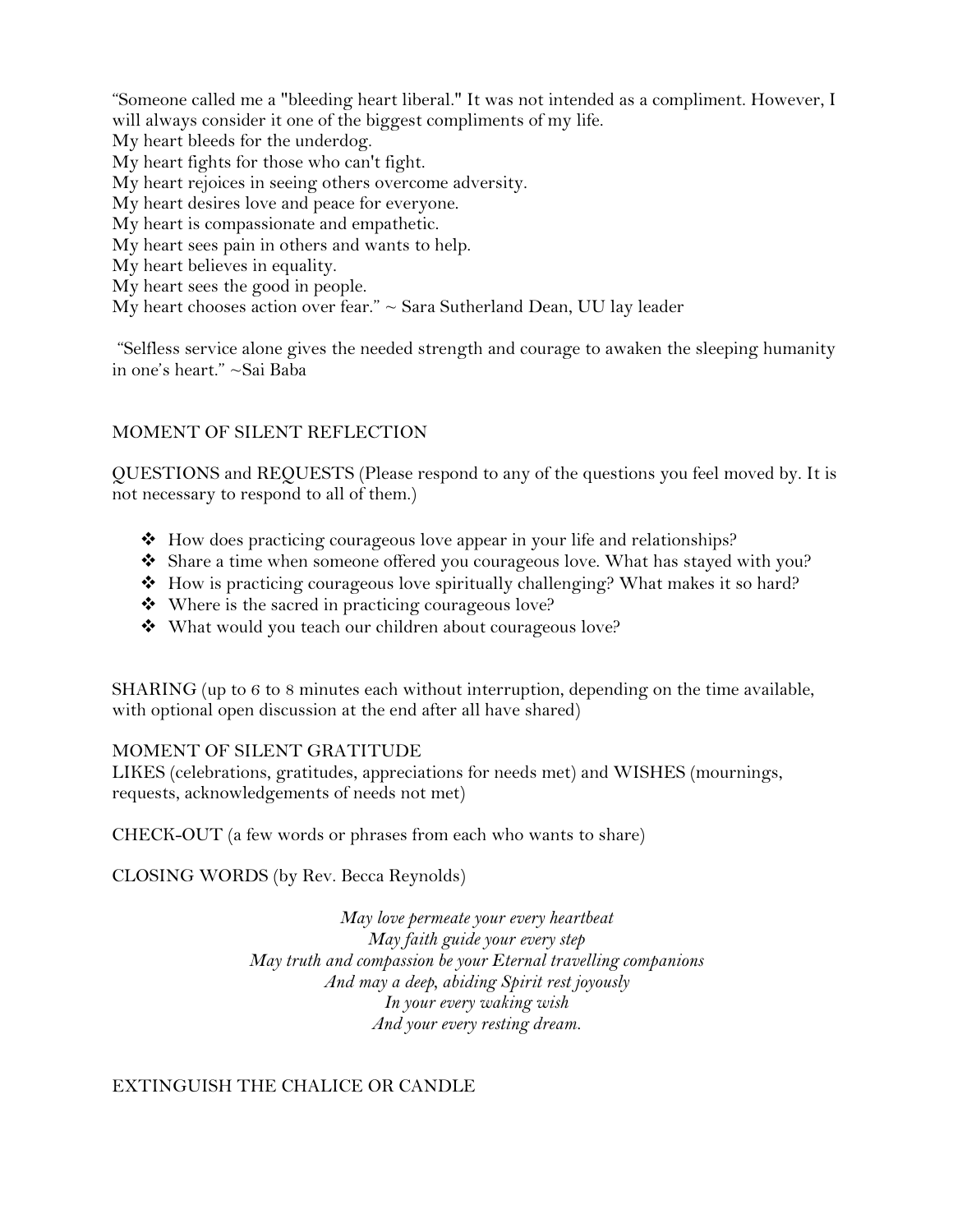"Someone called me a "bleeding heart liberal." It was not intended as a compliment. However, I will always consider it one of the biggest compliments of my life.
My heart bleeds for the underdog.
My heart fights for those who can't fight.
My heart rejoices in seeing others overcome adversity.
My heart desires love and peace for everyone.
My heart is compassionate and empathetic.
My heart sees pain in others and wants to help.
My heart believes in equality.
My heart sees the good in people.
My heart chooses action over fear." ~ Sara Sutherland Dean, UU lay leader

"Selfless service alone gives the needed strength and courage to awaken the sleeping humanity in one's heart." ~Sai Baba

MOMENT OF SILENT REFLECTION

QUESTIONS and REQUESTS (Please respond to any of the questions you feel moved by. It is not necessary to respond to all of them.)

- How does practicing courageous love appear in your life and relationships?
- Share a time when someone offered you courageous love. What has stayed with you?
- How is practicing courageous love spiritually challenging? What makes it so hard?
- Where is the sacred in practicing courageous love?
- What would you teach our children about courageous love?

SHARING (up to 6 to 8 minutes each without interruption, depending on the time available, with optional open discussion at the end after all have shared)

MOMENT OF SILENT GRATITUDE
LIKES (celebrations, gratitudes, appreciations for needs met) and WISHES (mournings, requests, acknowledgements of needs not met)

CHECK-OUT (a few words or phrases from each who wants to share)

CLOSING WORDS (by Rev. Becca Reynolds)

*May love permeate your every heartbeat*
*May faith guide your every step*
*May truth and compassion be your Eternal travelling companions*
*And may a deep, abiding Spirit rest joyously*
*In your every waking wish*
*And your every resting dream.*

EXTINGUISH THE CHALICE OR CANDLE